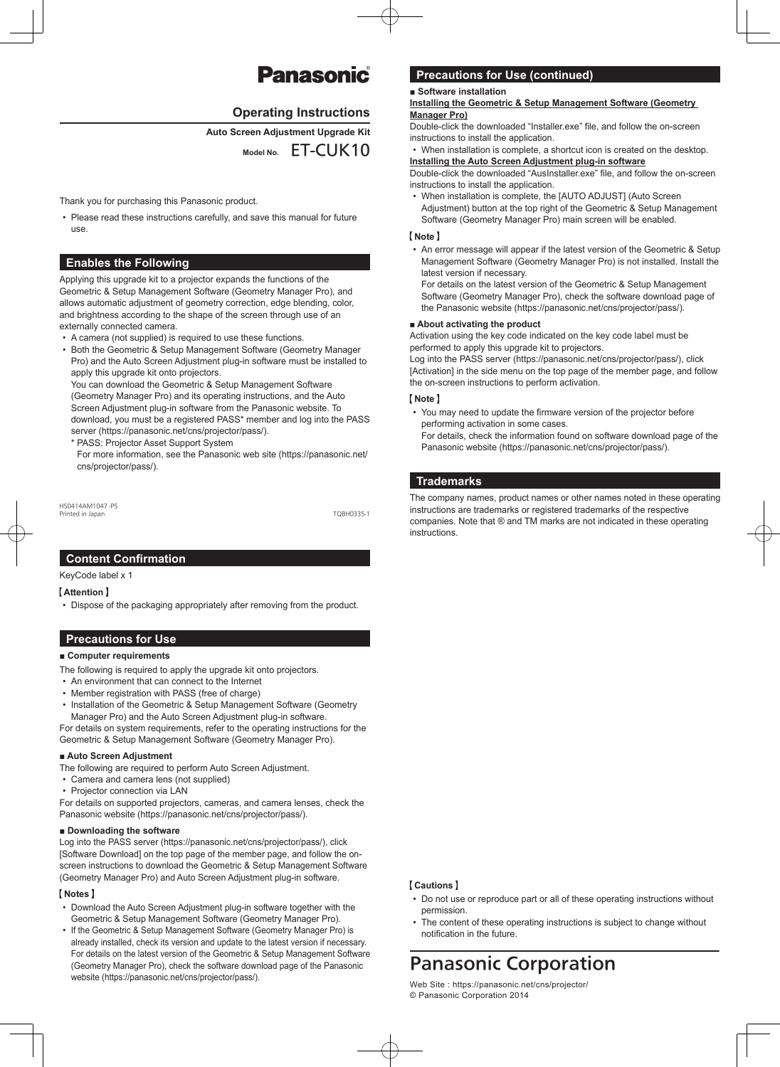# Panasonic®

## Operating Instructions

**Auto Screen Adjustment Upgrade Kit**

**Model No.** ET-CUK10

Thank you for purchasing this Panasonic product.

- Please read these instructions carefully, and save this manual for future use.

## Enables the Following

Applying this upgrade kit to a projector expands the functions of the Geometric & Setup Management Software (Geometry Manager Pro), and allows automatic adjustment of geometry correction, edge blending, color, and brightness according to the shape of the screen through use of an externally connected camera.

- A camera (not supplied) is required to use these functions.
- Both the Geometric & Setup Management Software (Geometry Manager Pro) and the Auto Screen Adjustment plug-in software must be installed to apply this upgrade kit onto projectors.
  You can download the Geometric & Setup Management Software (Geometry Manager Pro) and its operating instructions, and the Auto Screen Adjustment plug-in software from the Panasonic website. To download, you must be a registered PASS* member and log into the PASS server (https://panasonic.net/cns/projector/pass/).
  * PASS: Projector Asset Support System
  For more information, see the Panasonic web site (https://panasonic.net/cns/projector/pass/).

HS0414AM1047 -PS
Printed in Japan
TQBH0335-1

## Content Confirmation

KeyCode label x 1

【 Attention 】

- Dispose of the packaging appropriately after removing from the product.

## Precautions for Use

**■ Computer requirements**

The following is required to apply the upgrade kit onto projectors.

- An environment that can connect to the Internet
- Member registration with PASS (free of charge)
- Installation of the Geometric & Setup Management Software (Geometry Manager Pro) and the Auto Screen Adjustment plug-in software.

For details on system requirements, refer to the operating instructions for the Geometric & Setup Management Software (Geometry Manager Pro).

**■ Auto Screen Adjustment**

The following are required to perform Auto Screen Adjustment.

- Camera and camera lens (not supplied)
- Projector connection via LAN

For details on supported projectors, cameras, and camera lenses, check the Panasonic website (https://panasonic.net/cns/projector/pass/).

**■ Downloading the software**

Log into the PASS server (https://panasonic.net/cns/projector/pass/), click [Software Download] on the top page of the member page, and follow the on-screen instructions to download the Geometric & Setup Management Software (Geometry Manager Pro) and Auto Screen Adjustment plug-in software.

【 Notes 】

- Download the Auto Screen Adjustment plug-in software together with the Geometric & Setup Management Software (Geometry Manager Pro).
- If the Geometric & Setup Management Software (Geometry Manager Pro) is already installed, check its version and update to the latest version if necessary. For details on the latest version of the Geometric & Setup Management Software (Geometry Manager Pro), check the software download page of the Panasonic website (https://panasonic.net/cns/projector/pass/).

## Precautions for Use (continued)

**■ Software installation**

**Installing the Geometric & Setup Management Software (Geometry Manager Pro)**

Double-click the downloaded "Installer.exe" file, and follow the on-screen instructions to install the application.

- When installation is complete, a shortcut icon is created on the desktop.

**Installing the Auto Screen Adjustment plug-in software**

Double-click the downloaded "AusInstaller.exe" file, and follow the on-screen instructions to install the application.

- When installation is complete, the [AUTO ADJUST] (Auto Screen Adjustment) button at the top right of the Geometric & Setup Management Software (Geometry Manager Pro) main screen will be enabled.

【 Note 】

- An error message will appear if the latest version of the Geometric & Setup Management Software (Geometry Manager Pro) is not installed. Install the latest version if necessary.
  For details on the latest version of the Geometric & Setup Management Software (Geometry Manager Pro), check the software download page of the Panasonic website (https://panasonic.net/cns/projector/pass/).

**■ About activating the product**

Activation using the key code indicated on the key code label must be performed to apply this upgrade kit to projectors.
Log into the PASS server (https://panasonic.net/cns/projector/pass/), click [Activation] in the side menu on the top page of the member page, and follow the on-screen instructions to perform activation.

【 Note 】

- You may need to update the firmware version of the projector before performing activation in some cases.
  For details, check the information found on software download page of the Panasonic website (https://panasonic.net/cns/projector/pass/).

## Trademarks

The company names, product names or other names noted in these operating instructions are trademarks or registered trademarks of the respective companies. Note that ® and TM marks are not indicated in these operating instructions.

【 Cautions 】

- Do not use or reproduce part or all of these operating instructions without permission.
- The content of these operating instructions is subject to change without notification in the future.

**Panasonic Corporation**

Web Site : https://panasonic.net/cns/projector/
© Panasonic Corporation 2014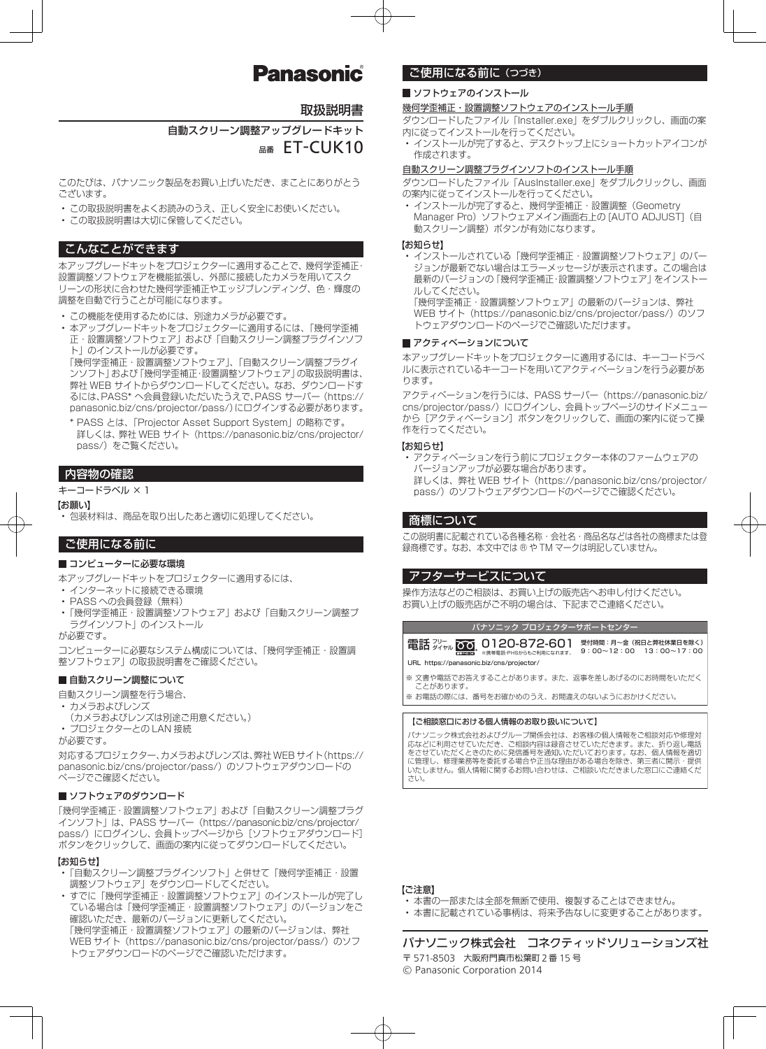# Panasonic®

## 取扱説明書

**自動スクリーン調整アップグレードキット**

品番　ET-CUK10

このたびは、パナソニック製品をお買い上げいただき、まことにありがとうございます。

- この取扱説明書をよくお読みのうえ、正しく安全にお使いください。
- この取扱説明書は大切に保管してください。

## こんなことができます

本アップグレードキットをプロジェクターに適用することで、幾何学歪補正・設置調整ソフトウェアを機能拡張し、外部に接続したカメラを用いてスクリーンの形状に合わせた幾何学歪補正やエッジブレンディング、色・輝度の調整を自動で行うことが可能になります。

- この機能を使用するためには、別途カメラが必要です。
- 本アップグレードキットをプロジェクターに適用するには、「幾何学歪補正・設置調整ソフトウェア」および「自動スクリーン調整プラグインソフト」のインストールが必要です。
  「幾何学歪補正・設置調整ソフトウェア」、「自動スクリーン調整プラグインソフト」および「幾何学歪補正·設置調整ソフトウェア」の取扱説明書は、弊社 WEB サイトからダウンロードしてください。なお、ダウンロードするには、PASS* へ会員登録いただいたうえで、PASS サーバー（https://panasonic.biz/cns/projector/pass/）にログインする必要があります。
  * PASS とは、「Projector Asset Support System」の略称です。
    詳しくは、弊社 WEB サイト（https://panasonic.biz/cns/projector/pass/）をご覧ください。

## 内容物の確認

キーコードラベル × 1

【お願い】

- 包装材料は、商品を取り出したあと適切に処理してください。

## ご使用になる前に

### ■ コンピューターに必要な環境

本アップグレードキットをプロジェクターに適用するには、

- インターネットに接続できる環境
- PASS への会員登録（無料）
- 「幾何学歪補正・設置調整ソフトウェア」および「自動スクリーン調整プラグインソフト」のインストール

が必要です。

コンピューターに必要なシステム構成については、「幾何学歪補正・設置調整ソフトウェア」の取扱説明書をご確認ください。

### ■ 自動スクリーン調整について

自動スクリーン調整を行う場合、

- カメラおよびレンズ
  （カメラおよびレンズは別途ご用意ください。）
- プロジェクターとの LAN 接続

が必要です。

対応するプロジェクター、カメラおよびレンズは、弊社 WEB サイト（https://panasonic.biz/cns/projector/pass/）のソフトウェアダウンロードのページでご確認ください。

### ■ ソフトウェアのダウンロード

「幾何学歪補正・設置調整ソフトウェア」および「自動スクリーン調整プラグインソフト」は、PASS サーバー（https://panasonic.biz/cns/projector/pass/）にログインし、会員トップページから［ソフトウェアダウンロード］ボタンをクリックして、画面の案内に従ってダウンロードしてください。

【お知らせ】

- 「自動スクリーン調整プラグインソフト」と併せて「幾何学歪補正・設置調整ソフトウェア」をダウンロードしてください。
- すでに「幾何学歪補正・設置調整ソフトウェア」のインストールが完了している場合は「幾何学歪補正・設置調整ソフトウェア」のバージョンをご確認いただき、最新のバージョンに更新してください。
  「幾何学歪補正・設置調整ソフトウェア」の最新のバージョンは、弊社 WEB サイト（https://panasonic.biz/cns/projector/pass/）のソフトウェアダウンロードのページでご確認いただけます。

## ご使用になる前に（つづき）

### ■ ソフトウェアのインストール

幾何学歪補正・設置調整ソフトウェアのインストール手順

ダウンロードしたファイル「Installer.exe」をダブルクリックし、画面の案内に従ってインストールを行ってください。

- インストールが完了すると、デスクトップ上にショートカットアイコンが作成されます。

自動スクリーン調整プラグインソフトのインストール手順

ダウンロードしたファイル「AusInstaller.exe」をダブルクリックし、画面の案内に従ってインストールを行ってください。

- インストールが完了すると、幾何学歪補正・設置調整（Geometry Manager Pro）ソフトウェアメイン画面右上の [AUTO ADJUST]（自動スクリーン調整）ボタンが有効になります。

【お知らせ】

- インストールされている「幾何学歪補正・設置調整ソフトウェア」のバージョンが最新でない場合はエラーメッセージが表示されます。この場合は最新のバージョンの「幾何学歪補正·設置調整ソフトウェア」をインストールしてください。
  「幾何学歪補正・設置調整ソフトウェア」の最新のバージョンは、弊社 WEB サイト（https://panasonic.biz/cns/projector/pass/）のソフトウェアダウンロードのページでご確認いただけます。

### ■ アクティベーションについて

本アップグレードキットをプロジェクターに適用するには、キーコードラベルに表示されているキーコードを用いてアクティベーションを行う必要があります。

アクティベーションを行うには、PASS サーバー（https://panasonic.biz/cns/projector/pass/）にログインし、会員トップページのサイドメニューから［アクティベーション］ボタンをクリックして、画面の案内に従って操作を行ってください。

【お知らせ】

- アクティベーションを行う前にプロジェクター本体のファームウェアのバージョンアップが必要な場合があります。
  詳しくは、弊社 WEB サイト（https://panasonic.biz/cns/projector/pass/）のソフトウェアダウンロードのページでご確認ください。

## 商標について

この説明書に記載されている各種名称・会社名・商品名などは各社の商標または登録商標です。なお、本文中では ® や TM マークは明記していません。

## アフターサービスについて

操作方法などのご相談は、お買い上げの販売店へお申し付けください。
お買い上げの販売店がご不明の場合は、下記までご連絡ください。

**パナソニック プロジェクターサポートセンター**

電話 フリーダイヤル 0120-872-601 ※携帯電話・PHSからもご利用になれます。
受付時間：月～金（祝日と弊社休業日を除く）
9：00～12：00　13：00～17：00

URL https://panasonic.biz/cns/projector/

※ 文書や電話でお答えすることがあります。また、返事を差し上げるのにお時間をいただくことがあります。
※ お電話の際には、番号をお確かめのうえ、お間違えのないようにおかけください。

【ご相談窓口における個人情報のお取り扱いについて】

パナソニック株式会社およびグループ関係会社は、お客様の個人情報をご相談対応や修理対応などに利用させていただき、ご相談内容は録音させていただきます。また、折り返し電話をさせていただくときのために発信番号を通知いただいております。なお、個人情報を適切に管理し、修理業務等を委託する場合や正当な理由がある場合を除き、第三者に開示・提供いたしません。個人情報に関するお問い合わせは、ご相談いただきました窓口にご連絡ください。

【ご注意】

- 本書の一部または全部を無断で使用、複製することはできません。
- 本書に記載されている事柄は、将来予告なしに変更することがあります。

**パナソニック株式会社　コネクティッドソリューションズ社**

〒 571-8503　大阪府門真市松葉町 2 番 15 号

© Panasonic Corporation 2014